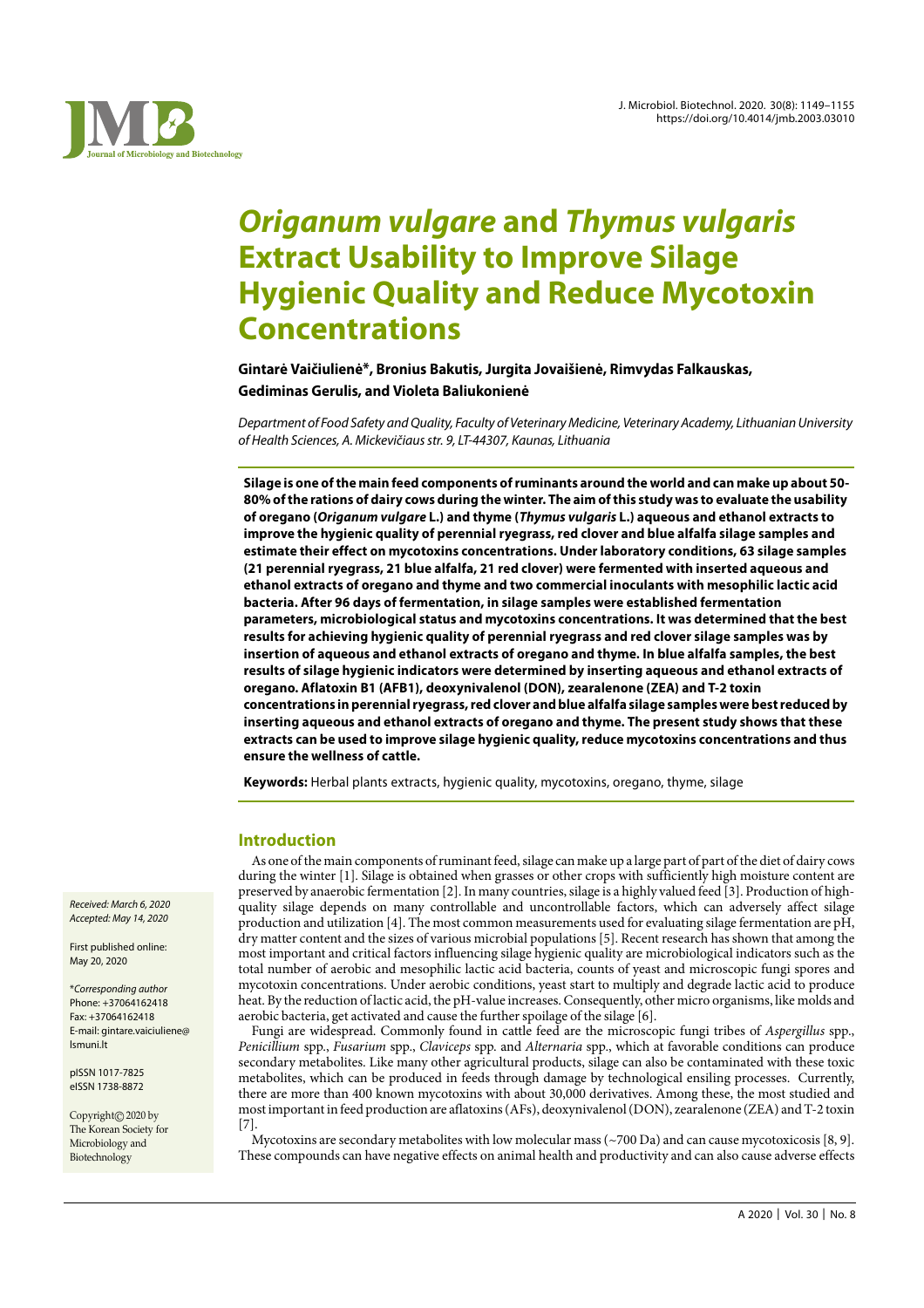# *Origanum vulgare* and *Thymus vulgaris* Extract Usability to Improve Silage Hygienic Quality and Reduce Mycotoxin Concentrations

**Gintarė Vaičiulienė\*, Bronius Bakutis, Jurgita Jovaišienė, Rimvydas Falkauskas, Gediminas Gerulis, and Violeta Baliukonienė**

*Department of Food Safety and Quality, Faculty of Veterinary Medicine, Veterinary Academy, Lithuanian University of Health Sciences, A. Mickevičiaus str. 9, LT-44307, Kaunas, Lithuania*

**Silage is one of the main feed components of ruminants around the world and can make up about 50-80% of the rations of dairy cows during the winter. The aim of this study was to evaluate the usability of oregano (*Origanum vulgare* L.) and thyme (*Thymus vulgaris* L.) aqueous and ethanol extracts to improve the hygienic quality of perennial ryegrass, red clover and blue alfalfa silage samples and estimate their effect on mycotoxins concentrations. Under laboratory conditions, 63 silage samples (21 perennial ryegrass, 21 blue alfalfa, 21 red clover) were fermented with inserted aqueous and ethanol extracts of oregano and thyme and two commercial inoculants with mesophilic lactic acid bacteria. After 96 days of fermentation, in silage samples were established fermentation parameters, microbiological status and mycotoxins concentrations. It was determined that the best results for achieving hygienic quality of perennial ryegrass and red clover silage samples was by insertion of aqueous and ethanol extracts of oregano and thyme. In blue alfalfa samples, the best results of silage hygienic indicators were determined by inserting aqueous and ethanol extracts of oregano. Aflatoxin B1 (AFB1), deoxynivalenol (DON), zearalenone (ZEA) and T-2 toxin concentrations in perennial ryegrass, red clover and blue alfalfa silage samples were best reduced by inserting aqueous and ethanol extracts of oregano and thyme. The present study shows that these extracts can be used to improve silage hygienic quality, reduce mycotoxins concentrations and thus ensure the wellness of cattle.**

**Keywords:** Herbal plants extracts, hygienic quality, mycotoxins, oregano, thyme, silage

*Received: March 6, 2020*
*Accepted: May 14, 2020*

First published online: May 20, 2020

\**Corresponding author*
Phone: +37064162418
Fax: +37064162418
E-mail: gintare.vaiciuliene@lsmuni.lt

pISSN 1017-7825
eISSN 1738-8872

Copyright© 2020 by The Korean Society for Microbiology and Biotechnology

## Introduction

As one of the main components of ruminant feed, silage can make up a large part of part of the diet of dairy cows during the winter [1]. Silage is obtained when grasses or other crops with sufficiently high moisture content are preserved by anaerobic fermentation [2]. In many countries, silage is a highly valued feed [3]. Production of high-quality silage depends on many controllable and uncontrollable factors, which can adversely affect silage production and utilization [4]. The most common measurements used for evaluating silage fermentation are pH, dry matter content and the sizes of various microbial populations [5]. Recent research has shown that among the most important and critical factors influencing silage hygienic quality are microbiological indicators such as the total number of aerobic and mesophilic lactic acid bacteria, counts of yeast and microscopic fungi spores and mycotoxin concentrations. Under aerobic conditions, yeast start to multiply and degrade lactic acid to produce heat. By the reduction of lactic acid, the pH-value increases. Consequently, other micro organisms, like molds and aerobic bacteria, get activated and cause the further spoilage of the silage [6].

Fungi are widespread. Commonly found in cattle feed are the microscopic fungi tribes of *Aspergillus* spp., *Penicillium* spp., *Fusarium* spp., *Claviceps* spp. and *Alternaria* spp., which at favorable conditions can produce secondary metabolites. Like many other agricultural products, silage can also be contaminated with these toxic metabolites, which can be produced in feeds through damage by technological ensiling processes. Currently, there are more than 400 known mycotoxins with about 30,000 derivatives. Among these, the most studied and most important in feed production are aflatoxins (AFs), deoxynivalenol (DON), zearalenone (ZEA) and T-2 toxin [7].

Mycotoxins are secondary metabolites with low molecular mass (~700 Da) and can cause mycotoxicosis [8, 9]. These compounds can have negative effects on animal health and productivity and can also cause adverse effects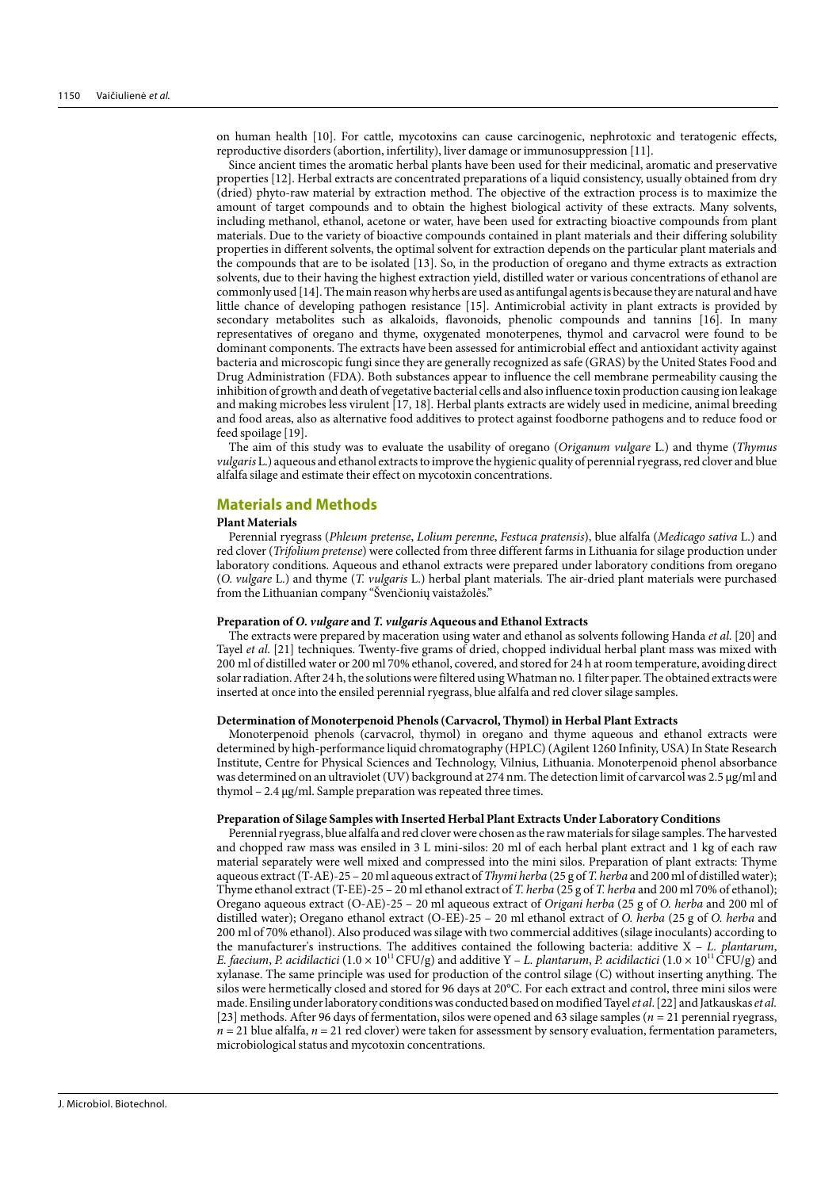on human health [10]. For cattle, mycotoxins can cause carcinogenic, nephrotoxic and teratogenic effects, reproductive disorders (abortion, infertility), liver damage or immunosuppression [11].

Since ancient times the aromatic herbal plants have been used for their medicinal, aromatic and preservative properties [12]. Herbal extracts are concentrated preparations of a liquid consistency, usually obtained from dry (dried) phyto-raw material by extraction method. The objective of the extraction process is to maximize the amount of target compounds and to obtain the highest biological activity of these extracts. Many solvents, including methanol, ethanol, acetone or water, have been used for extracting bioactive compounds from plant materials. Due to the variety of bioactive compounds contained in plant materials and their differing solubility properties in different solvents, the optimal solvent for extraction depends on the particular plant materials and the compounds that are to be isolated [13]. So, in the production of oregano and thyme extracts as extraction solvents, due to their having the highest extraction yield, distilled water or various concentrations of ethanol are commonly used [14]. The main reason why herbs are used as antifungal agents is because they are natural and have little chance of developing pathogen resistance [15]. Antimicrobial activity in plant extracts is provided by secondary metabolites such as alkaloids, flavonoids, phenolic compounds and tannins [16]. In many representatives of oregano and thyme, oxygenated monoterpenes, thymol and carvacrol were found to be dominant components. The extracts have been assessed for antimicrobial effect and antioxidant activity against bacteria and microscopic fungi since they are generally recognized as safe (GRAS) by the United States Food and Drug Administration (FDA). Both substances appear to influence the cell membrane permeability causing the inhibition of growth and death of vegetative bacterial cells and also influence toxin production causing ion leakage and making microbes less virulent [17, 18]. Herbal plants extracts are widely used in medicine, animal breeding and food areas, also as alternative food additives to protect against foodborne pathogens and to reduce food or feed spoilage [19].

The aim of this study was to evaluate the usability of oregano (*Origanum vulgare* L.) and thyme (*Thymus vulgaris* L.) aqueous and ethanol extracts to improve the hygienic quality of perennial ryegrass, red clover and blue alfalfa silage and estimate their effect on mycotoxin concentrations.

## Materials and Methods

### Plant Materials

Perennial ryegrass (*Phleum pretense*, *Lolium perenne*, *Festuca pratensis*), blue alfalfa (*Medicago sativa* L.) and red clover (*Trifolium pretense*) were collected from three different farms in Lithuania for silage production under laboratory conditions. Aqueous and ethanol extracts were prepared under laboratory conditions from oregano (*O. vulgare* L.) and thyme (*T. vulgaris* L.) herbal plant materials. The air-dried plant materials were purchased from the Lithuanian company "Švenčionių vaistažolės."

### Preparation of *O. vulgare* and *T. vulgaris* Aqueous and Ethanol Extracts

The extracts were prepared by maceration using water and ethanol as solvents following Handa *et al.* [20] and Tayel *et al.* [21] techniques. Twenty-five grams of dried, chopped individual herbal plant mass was mixed with 200 ml of distilled water or 200 ml 70% ethanol, covered, and stored for 24 h at room temperature, avoiding direct solar radiation. After 24 h, the solutions were filtered using Whatman no. 1 filter paper. The obtained extracts were inserted at once into the ensiled perennial ryegrass, blue alfalfa and red clover silage samples.

### Determination of Monoterpenoid Phenols (Carvacrol, Thymol) in Herbal Plant Extracts

Monoterpenoid phenols (carvacrol, thymol) in oregano and thyme aqueous and ethanol extracts were determined by high-performance liquid chromatography (HPLC) (Agilent 1260 Infinity, USA) In State Research Institute, Centre for Physical Sciences and Technology, Vilnius, Lithuania. Monoterpenoid phenol absorbance was determined on an ultraviolet (UV) background at 274 nm. The detection limit of carvacrol was 2.5 μg/ml and thymol – 2.4 μg/ml. Sample preparation was repeated three times.

### Preparation of Silage Samples with Inserted Herbal Plant Extracts Under Laboratory Conditions

Perennial ryegrass, blue alfalfa and red clover were chosen as the raw materials for silage samples. The harvested and chopped raw mass was ensiled in 3 L mini-silos: 20 ml of each herbal plant extract and 1 kg of each raw material separately were well mixed and compressed into the mini silos. Preparation of plant extracts: Thyme aqueous extract (T-AE)-25 – 20 ml aqueous extract of *Thymi herba* (25 g of *T. herba* and 200 ml of distilled water); Thyme ethanol extract (T-EE)-25 – 20 ml ethanol extract of *T. herba* (25 g of *T. herba* and 200 ml 70% of ethanol); Oregano aqueous extract (O-AE)-25 – 20 ml aqueous extract of *Origani herba* (25 g of *O. herba* and 200 ml of distilled water); Oregano ethanol extract (O-EE)-25 – 20 ml ethanol extract of *O. herba* (25 g of *O. herba* and 200 ml of 70% ethanol). Also produced was silage with two commercial additives (silage inoculants) according to the manufacturer's instructions. The additives contained the following bacteria: additive X – *L. plantarum*, *E. faecium*, *P. acidilactici* ($1.0 \times 10^{11}$ CFU/g) and additive Y – *L. plantarum*, *P. acidilactici* ($1.0 \times 10^{11}$ CFU/g) and xylanase. The same principle was used for production of the control silage (C) without inserting anything. The silos were hermetically closed and stored for 96 days at 20°C. For each extract and control, three mini silos were made. Ensiling under laboratory conditions was conducted based on modified Tayel *et al.* [22] and Jatkauskas *et al.* [23] methods. After 96 days of fermentation, silos were opened and 63 silage samples ($n$ = 21 perennial ryegrass, $n$ = 21 blue alfalfa, $n$ = 21 red clover) were taken for assessment by sensory evaluation, fermentation parameters, microbiological status and mycotoxin concentrations.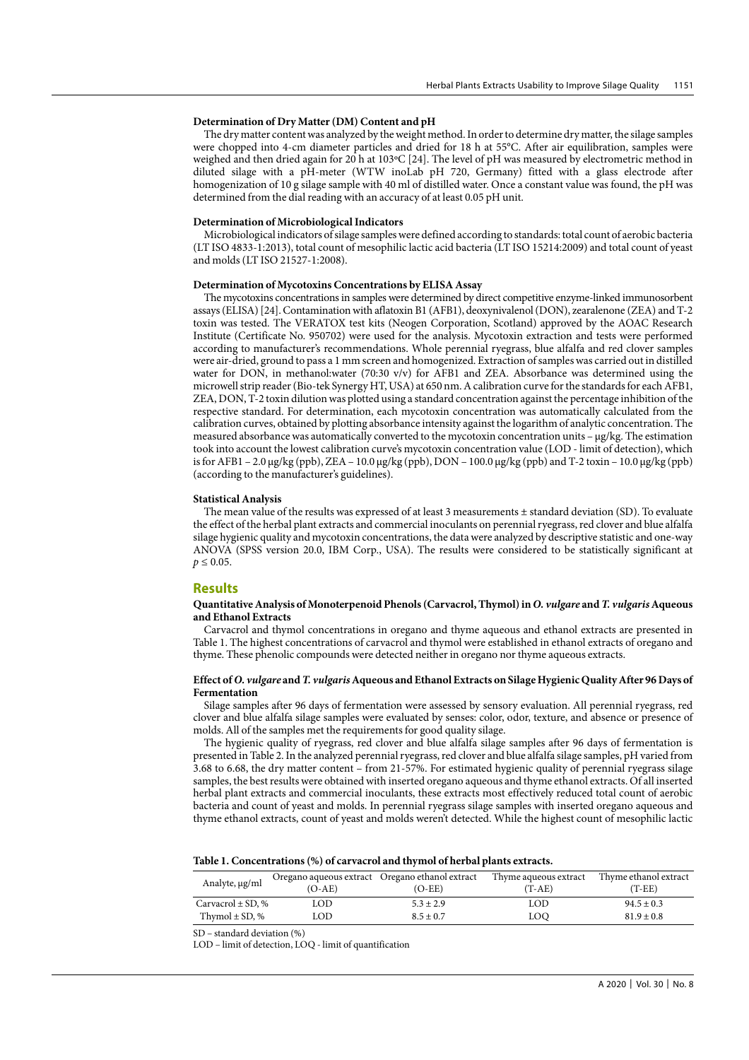#### Determination of Dry Matter (DM) Content and pH

The dry matter content was analyzed by the weight method. In order to determine dry matter, the silage samples were chopped into 4-cm diameter particles and dried for 18 h at 55°C. After air equilibration, samples were weighed and then dried again for 20 h at 103ºC [24]. The level of pH was measured by electrometric method in diluted silage with a pH-meter (WTW inoLab pH 720, Germany) fitted with a glass electrode after homogenization of 10 g silage sample with 40 ml of distilled water. Once a constant value was found, the pH was determined from the dial reading with an accuracy of at least 0.05 pH unit.

#### Determination of Microbiological Indicators

Microbiological indicators of silage samples were defined according to standards: total count of aerobic bacteria (LT ISO 4833-1:2013), total count of mesophilic lactic acid bacteria (LT ISO 15214:2009) and total count of yeast and molds (LT ISO 21527-1:2008).

#### Determination of Mycotoxins Concentrations by ELISA Assay

The mycotoxins concentrations in samples were determined by direct competitive enzyme-linked immunosorbent assays (ELISA) [24]. Contamination with aflatoxin B1 (AFB1), deoxynivalenol (DON), zearalenone (ZEA) and T-2 toxin was tested. The VERATOX test kits (Neogen Corporation, Scotland) approved by the AOAC Research Institute (Certificate No. 950702) were used for the analysis. Mycotoxin extraction and tests were performed according to manufacturer's recommendations. Whole perennial ryegrass, blue alfalfa and red clover samples were air-dried, ground to pass a 1 mm screen and homogenized. Extraction of samples was carried out in distilled water for DON, in methanol:water (70:30 v/v) for AFB1 and ZEA. Absorbance was determined using the microwell strip reader (Bio-tek Synergy HT, USA) at 650 nm. A calibration curve for the standards for each AFB1, ZEA, DON, T-2 toxin dilution was plotted using a standard concentration against the percentage inhibition of the respective standard. For determination, each mycotoxin concentration was automatically calculated from the calibration curves, obtained by plotting absorbance intensity against the logarithm of analytic concentration. The measured absorbance was automatically converted to the mycotoxin concentration units – μg/kg. The estimation took into account the lowest calibration curve's mycotoxin concentration value (LOD - limit of detection), which is for AFB1 – 2.0 μg/kg (ppb), ZEA – 10.0 μg/kg (ppb), DON – 100.0 μg/kg (ppb) and T-2 toxin – 10.0 μg/kg (ppb) (according to the manufacturer's guidelines).

#### Statistical Analysis

The mean value of the results was expressed of at least 3 measurements ± standard deviation (SD). To evaluate the effect of the herbal plant extracts and commercial inoculants on perennial ryegrass, red clover and blue alfalfa silage hygienic quality and mycotoxin concentrations, the data were analyzed by descriptive statistic and one-way ANOVA (SPSS version 20.0, IBM Corp., USA). The results were considered to be statistically significant at $p \leq 0.05$.

## Results

#### Quantitative Analysis of Monoterpenoid Phenols (Carvacrol, Thymol) in *O. vulgare* and *T. vulgaris* Aqueous and Ethanol Extracts

Carvacrol and thymol concentrations in oregano and thyme aqueous and ethanol extracts are presented in Table 1. The highest concentrations of carvacrol and thymol were established in ethanol extracts of oregano and thyme. These phenolic compounds were detected neither in oregano nor thyme aqueous extracts.

#### Effect of *O. vulgare* and *T. vulgaris* Aqueous and Ethanol Extracts on Silage Hygienic Quality After 96 Days of Fermentation

Silage samples after 96 days of fermentation were assessed by sensory evaluation. All perennial ryegrass, red clover and blue alfalfa silage samples were evaluated by senses: color, odor, texture, and absence or presence of molds. All of the samples met the requirements for good quality silage.

The hygienic quality of ryegrass, red clover and blue alfalfa silage samples after 96 days of fermentation is presented in Table 2. In the analyzed perennial ryegrass, red clover and blue alfalfa silage samples, pH varied from 3.68 to 6.68, the dry matter content – from 21-57%. For estimated hygienic quality of perennial ryegrass silage samples, the best results were obtained with inserted oregano aqueous and thyme ethanol extracts. Of all inserted herbal plant extracts and commercial inoculants, these extracts most effectively reduced total count of aerobic bacteria and count of yeast and molds. In perennial ryegrass silage samples with inserted oregano aqueous and thyme ethanol extracts, count of yeast and molds weren't detected. While the highest count of mesophilic lactic

**Table 1. Concentrations (%) of carvacrol and thymol of herbal plants extracts.**

| Analyte, μg/ml | Oregano aqueous extract (O-AE) | Oregano ethanol extract (O-EE) | Thyme aqueous extract (T-AE) | Thyme ethanol extract (T-EE) |
|---|---|---|---|---|
| Carvacrol ± SD, % | LOD | 5.3 ± 2.9 | LOD | 94.5 ± 0.3 |
| Thymol ± SD, % | LOD | 8.5 ± 0.7 | LOQ | 81.9 ± 0.8 |

SD – standard deviation (%)

LOD – limit of detection, LOQ - limit of quantification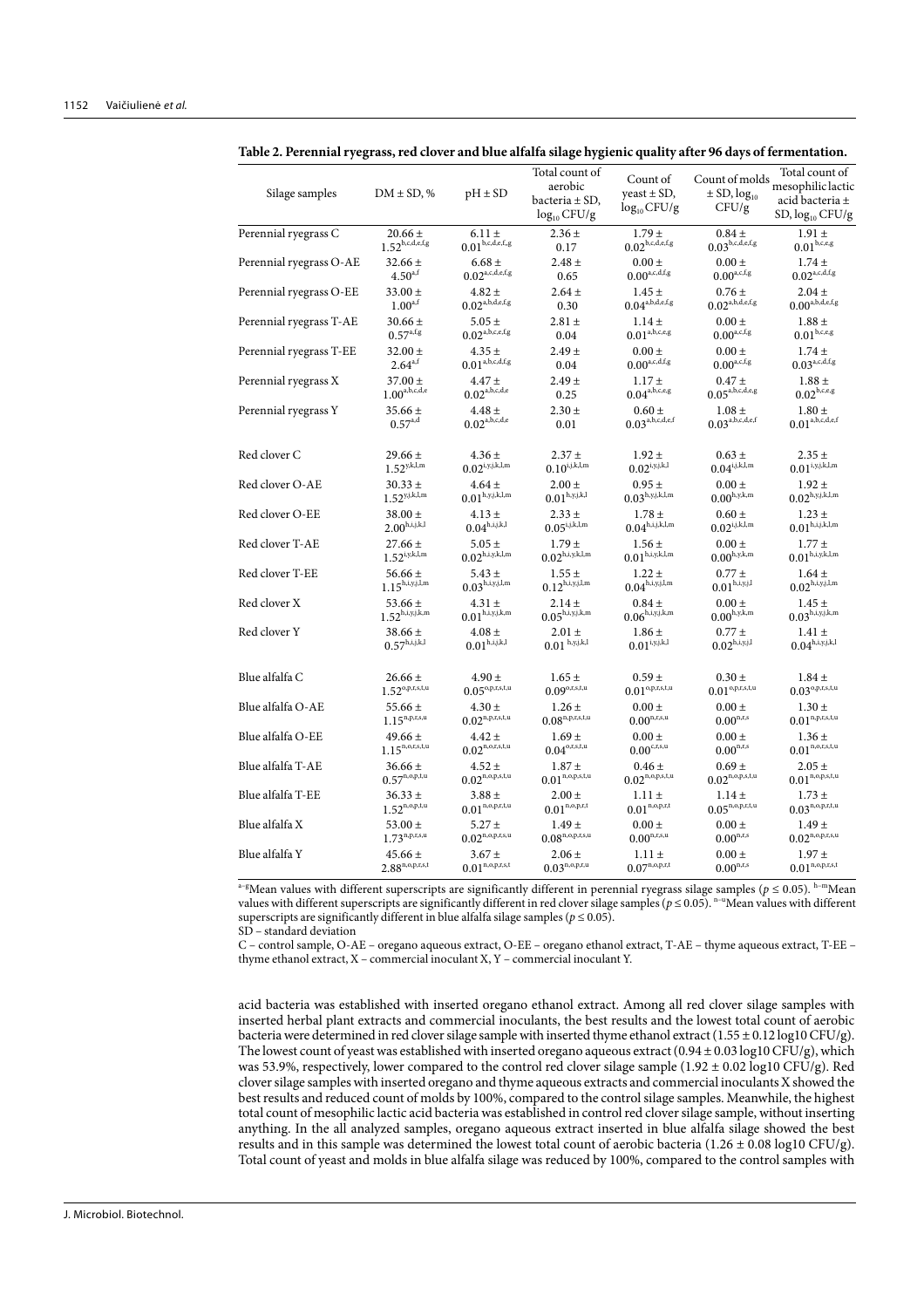**Table 2. Perennial ryegrass, red clover and blue alfalfa silage hygienic quality after 96 days of fermentation.**

| Silage samples | DM ± SD, % | pH ± SD | Total count of aerobic bacteria ± SD, $\log_{10}$ CFU/g | Count of yeast ± SD, $\log_{10}$ CFU/g | Count of molds ± SD, $\log_{10}$ CFU/g | Total count of mesophilic lactic acid bacteria ± SD, $\log_{10}$ CFU/g |
|---|---|---|---|---|---|---|
| Perennial ryegrass C | 20.66 ± 1.52$^{b,c,d,e,f,g}$ | 6.11 ± 0.01$^{b,c,d,e,f,g}$ | 2.36 ± 0.17 | 1.79 ± 0.02$^{b,c,d,e,f,g}$ | 0.84 ± 0.03$^{b,c,d,e,f,g}$ | 1.91 ± 0.01$^{b,c,e,g}$ |
| Perennial ryegrass O-AE | 32.66 ± 4.50$^{a,f}$ | 6.68 ± 0.02$^{a,c,d,e,f,g}$ | 2.48 ± 0.65 | 0.00 ± 0.00$^{a,c,d,f,g}$ | 0.00 ± 0.00$^{a,c,f,g}$ | 1.74 ± 0.02$^{a,c,d,f,g}$ |
| Perennial ryegrass O-EE | 33.00 ± 1.00$^{a,f}$ | 4.82 ± 0.02$^{a,b,d,e,f,g}$ | 2.64 ± 0.30 | 1.45 ± 0.04$^{a,b,d,e,f,g}$ | 0.76 ± 0.02$^{a,b,d,e,f,g}$ | 2.04 ± 0.00$^{a,b,d,e,f,g}$ |
| Perennial ryegrass T-AE | 30.66 ± 0.57$^{a,f,g}$ | 5.05 ± 0.02$^{a,b,c,e,f,g}$ | 2.81 ± 0.04 | 1.14 ± 0.01$^{a,b,c,e,g}$ | 0.00 ± 0.00$^{a,c,f,g}$ | 1.88 ± 0.01$^{b,c,e,g}$ |
| Perennial ryegrass T-EE | 32.00 ± 2.64$^{a,f}$ | 4.35 ± 0.01$^{a,b,c,d,f,g}$ | 2.49 ± 0.04 | 0.00 ± 0.00$^{a,c,d,f,g}$ | 0.00 ± 0.00$^{a,c,f,g}$ | 1.74 ± 0.03$^{a,c,d,f,g}$ |
| Perennial ryegrass X | 37.00 ± 1.00$^{a,b,c,d,e}$ | 4.47 ± 0.02$^{a,b,c,d,e}$ | 2.49 ± 0.25 | 1.17 ± 0.04$^{a,b,c,e,g}$ | 0.47 ± 0.05$^{a,b,c,d,e,g}$ | 1.88 ± 0.02$^{b,c,e,g}$ |
| Perennial ryegrass Y | 35.66 ± 0.57$^{a,d}$ | 4.48 ± 0.02$^{a,b,c,d,e}$ | 2.30 ± 0.01 | 0.60 ± 0.03$^{a,b,c,d,e,f}$ | 1.08 ± 0.03$^{a,b,c,d,e,f}$ | 1.80 ± 0.01$^{a,b,c,d,e,f}$ |
| Red clover C | 29.66 ± 1.52$^{y,k,l,m}$ | 4.36 ± 0.02$^{i,y,j,k,l,m}$ | 2.37 ± 0.10$^{i,j,k,l,m}$ | 1.92 ± 0.02$^{i,y,j,k,l}$ | 0.63 ± 0.04$^{i,j,k,l,m}$ | 2.35 ± 0.01$^{i,y,j,k,l,m}$ |
| Red clover O-AE | 30.33 ± 1.52$^{y,j,k,l,m}$ | 4.64 ± 0.01$^{h,y,j,k,l,m}$ | 2.00 ± 0.01$^{h,y,j,k,l}$ | 0.95 ± 0.03$^{h,y,j,k,l,m}$ | 0.00 ± 0.00$^{h,y,k,m}$ | 1.92 ± 0.02$^{h,y,j,k,l,m}$ |
| Red clover O-EE | 38.00 ± 2.00$^{h,i,j,k,l}$ | 4.13 ± 0.04$^{h,i,j,k,l}$ | 2.33 ± 0.05$^{i,j,k,l,m}$ | 1.78 ± 0.04$^{h,i,j,k,l,m}$ | 0.60 ± 0.02$^{i,j,k,l,m}$ | 1.23 ± 0.01$^{h,i,j,k,l,m}$ |
| Red clover T-AE | 27.66 ± 1.52$^{i,y,k,l,m}$ | 5.05 ± 0.02$^{h,i,y,k,l,m}$ | 1.79 ± 0.02$^{h,i,y,k,l,m}$ | 1.56 ± 0.01$^{h,i,y,k,l,m}$ | 0.00 ± 0.00$^{h,y,k,m}$ | 1.77 ± 0.01$^{h,i,y,k,l,m}$ |
| Red clover T-EE | 56.66 ± 1.15$^{h,i,y,j,l,m}$ | 5.43 ± 0.03$^{h,i,y,j,l,m}$ | 1.55 ± 0.12$^{h,i,y,j,l,m}$ | 1.22 ± 0.04$^{h,i,y,j,l,m}$ | 0.77 ± 0.01$^{h,i,y,j,l}$ | 1.64 ± 0.02$^{h,i,y,j,l,m}$ |
| Red clover X | 53.66 ± 1.52$^{h,i,y,j,k,m}$ | 4.31 ± 0.01$^{h,i,y,j,k,m}$ | 2.14 ± 0.05$^{h,i,y,j,k,m}$ | 0.84 ± 0.06$^{h,i,y,j,k,m}$ | 0.00 ± 0.00$^{h,y,k,m}$ | 1.45 ± 0.03$^{h,i,y,j,k,m}$ |
| Red clover Y | 38.66 ± 0.57$^{h,i,j,k,l}$ | 4.08 ± 0.01$^{h,i,j,k,l}$ | 2.01 ± 0.01$^{h,y,j,k,l}$ | 1.86 ± 0.01$^{i,y,j,k,l}$ | 0.77 ± 0.02$^{h,i,y,j,l}$ | 1.41 ± 0.04$^{h,i,y,j,k,l}$ |
| Blue alfalfa C | 26.66 ± 1.52$^{o,p,r,s,t,u}$ | 4.90 ± 0.05$^{o,p,r,s,t,u}$ | 1.65 ± 0.09$^{o,r,s,t,u}$ | 0.59 ± 0.01$^{o,p,r,s,t,u}$ | 0.30 ± 0.01$^{o,p,r,s,t,u}$ | 1.84 ± 0.03$^{o,p,r,s,t,u}$ |
| Blue alfalfa O-AE | 55.66 ± 1.15$^{n,p,r,s,u}$ | 4.30 ± 0.02$^{n,p,r,s,t,u}$ | 1.26 ± 0.08$^{n,p,r,s,t,u}$ | 0.00 ± 0.00$^{n,r,s,u}$ | 0.00 ± 0.00$^{n,r,s}$ | 1.30 ± 0.01$^{n,p,r,s,t,u}$ |
| Blue alfalfa O-EE | 49.66 ± 1.15$^{n,o,r,s,t,u}$ | 4.42 ± 0.02$^{n,o,r,s,t,u}$ | 1.69 ± 0.04$^{o,r,s,t,u}$ | 0.00 ± 0.00$^{c,r,s,u}$ | 0.00 ± 0.00$^{n,r,s}$ | 1.36 ± 0.01$^{n,o,r,s,t,u}$ |
| Blue alfalfa T-AE | 36.66 ± 0.57$^{n,o,p,t,u}$ | 4.52 ± 0.02$^{n,o,p,s,t,u}$ | 1.87 ± 0.01$^{n,o,p,s,t,u}$ | 0.46 ± 0.02$^{n,o,p,s,t,u}$ | 0.69 ± 0.02$^{n,o,p,s,t,u}$ | 2.05 ± 0.01$^{n,o,p,s,t,u}$ |
| Blue alfalfa T-EE | 36.33 ± 1.52$^{n,o,p,t,u}$ | 3.88 ± 0.01$^{n,o,p,r,t,u}$ | 2.00 ± 0.01$^{n,o,p,r,t}$ | 1.11 ± 0.01$^{n,o,p,r,t}$ | 1.14 ± 0.05$^{n,o,p,r,t,u}$ | 1.73 ± 0.03$^{n,o,p,r,t,u}$ |
| Blue alfalfa X | 53.00 ± 1.73$^{n,p,r,s,u}$ | 5.27 ± 0.02$^{n,o,p,r,s,u}$ | 1.49 ± 0.08$^{n,o,p,r,s,u}$ | 0.00 ± 0.00$^{n,r,s,u}$ | 0.00 ± 0.00$^{n,r,s}$ | 1.49 ± 0.02$^{n,o,p,r,s,u}$ |
| Blue alfalfa Y | 45.66 ± 2.88$^{n,o,p,r,s,t}$ | 3.67 ± 0.01$^{n,o,p,r,s,t}$ | 2.06 ± 0.03$^{n,o,p,r,u}$ | 1.11 ± 0.07$^{n,o,p,r,t}$ | 0.00 ± 0.00$^{n,r,s}$ | 1.97 ± 0.01$^{n,o,p,r,s,t}$ |

[a–g]Mean values with different superscripts are significantly different in perennial ryegrass silage samples ($p \leq 0.05$). [h–m]Mean values with different superscripts are significantly different in red clover silage samples ($p \leq 0.05$). [n–u]Mean values with different superscripts are significantly different in blue alfalfa silage samples ($p \leq 0.05$).

SD – standard deviation

C – control sample, O-AE – oregano aqueous extract, O-EE – oregano ethanol extract, T-AE – thyme aqueous extract, T-EE – thyme ethanol extract, X – commercial inoculant X, Y – commercial inoculant Y.

acid bacteria was established with inserted oregano ethanol extract. Among all red clover silage samples with inserted herbal plant extracts and commercial inoculants, the best results and the lowest total count of aerobic bacteria were determined in red clover silage sample with inserted thyme ethanol extract (1.55 ± 0.12 log10 CFU/g). The lowest count of yeast was established with inserted oregano aqueous extract (0.94 ± 0.03 log10 CFU/g), which was 53.9%, respectively, lower compared to the control red clover silage sample (1.92 ± 0.02 log10 CFU/g). Red clover silage samples with inserted oregano and thyme aqueous extracts and commercial inoculants X showed the best results and reduced count of molds by 100%, compared to the control silage samples. Meanwhile, the highest total count of mesophilic lactic acid bacteria was established in control red clover silage sample, without inserting anything. In the all analyzed samples, oregano aqueous extract inserted in blue alfalfa silage showed the best results and in this sample was determined the lowest total count of aerobic bacteria (1.26 ± 0.08 log10 CFU/g). Total count of yeast and molds in blue alfalfa silage was reduced by 100%, compared to the control samples with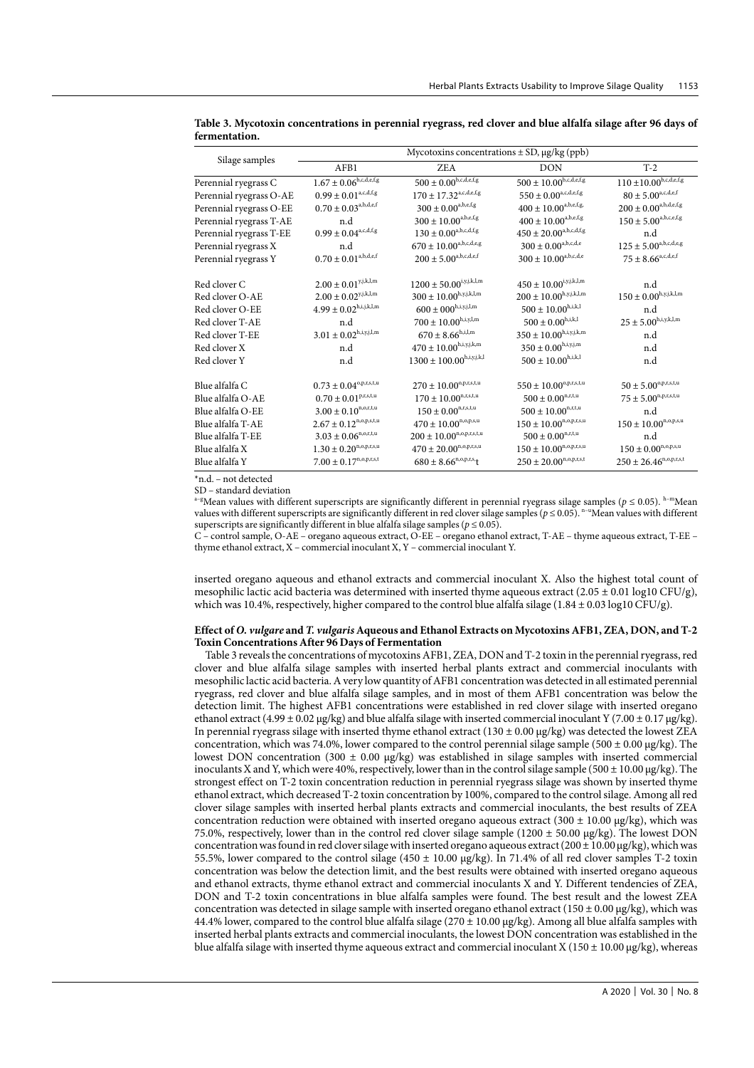**Table 3. Mycotoxin concentrations in perennial ryegrass, red clover and blue alfalfa silage after 96 days of fermentation.**

| Silage samples | Mycotoxins concentrations ± SD, μg/kg (ppb) | | | |
|---|---|---|---|---|
| | AFB1 | ZEA | DON | T-2 |
| Perennial ryegrass C | $1.67 \pm 0.06^{b,c,d,e,f,g}$ | $500 \pm 0.00^{b,c,d,e,f,g}$ | $500 \pm 10.00^{b,c,d,e,f,g}$ | $110 \pm 10.00^{b,c,d,e,f,g}$ |
| Perennial ryegrass O-AE | $0.99 \pm 0.01^{a,c,d,f,g}$ | $170 \pm 17.32^{a,c,d,e,f,g}$ | $550 \pm 0.00^{a,c,d,e,f,g}$ | $80 \pm 5.00^{a,c,d,e,f}$ |
| Perennial ryegrass O-EE | $0.70 \pm 0.03^{a,b,d,e,f}$ | $300 \pm 0.00^{a,b,e,f,g}$ | $400 \pm 10.00^{a,b,e,f,g,}$ | $200 \pm 0.00^{a,b,d,e,f,g}$ |
| Perennial ryegrass T-AE | n.d | $300 \pm 10.00^{a,b,e,f,g}$ | $400 \pm 10.00^{a,b,e,f,g}$ | $150 \pm 5.00^{a,b,c,e,f,g}$ |
| Perennial ryegrass T-EE | $0.99 \pm 0.04^{a,c,d,f,g}$ | $130 \pm 0.00^{a,b,c,d,f,g}$ | $450 \pm 20.00^{a,b,c,d,f,g}$ | n.d |
| Perennial ryegrass X | n.d | $670 \pm 10.00^{a,b,c,d,e,g}$ | $300 \pm 0.00^{a,b,c,d,e}$ | $125 \pm 5.00^{a,b,c,d,e,g}$ |
| Perennial ryegrass Y | $0.70 \pm 0.01^{a,b,d,e,f}$ | $200 \pm 5.00^{a,b,c,d,e,f}$ | $300 \pm 10.00^{a,b,c,d,e}$ | $75 \pm 8.66^{a,c,d,e,f}$ |
| Red clover C | $2.00 \pm 0.01^{y,j,k,l,m}$ | $1200 \pm 50.00^{i,y,j,k,l,m}$ | $450 \pm 10.00^{i,y,j,k,l,m}$ | n.d |
| Red clover O-AE | $2.00 \pm 0.02^{y,j,k,l,m}$ | $300 \pm 10.00^{h,y,j,k,l,m}$ | $200 \pm 10.00^{h,y,j,k,l,m}$ | $150 \pm 0.00^{h,y,j,k,l,m}$ |
| Red clover O-EE | $4.99 \pm 0.02^{h,i,j,k,l,m}$ | $600 \pm 00^{h,i,y,j,l,m}$ | $500 \pm 10.00^{h,i,k,l}$ | n.d |
| Red clover T-AE | n.d | $700 \pm 10.00^{h,i,y,l,m}$ | $500 \pm 0.00^{h,i,k,l}$ | $25 \pm 5.00^{h,i,y,k,l,m}$ |
| Red clover T-EE | $3.01 \pm 0.02^{h,i,y,j,l,m}$ | $670 \pm 8.66^{h,i,l,m}$ | $350 \pm 10.00^{h,i,y,j,k,m}$ | n.d |
| Red clover X | n.d | $470 \pm 10.00^{h,i,y,j,k,m}$ | $350 \pm 0.00^{h,i,y,j,m}$ | n.d |
| Red clover Y | n.d | $1300 \pm 100.00^{h,i,y,j,k,l}$ | $500 \pm 10.00^{h,i,k,l}$ | n.d |
| Blue alfalfa C | $0.73 \pm 0.04^{o,p,r,s,t,u}$ | $270 \pm 10.00^{o,p,r,s,t,u}$ | $550 \pm 10.00^{o,p,r,s,t,u}$ | $50 \pm 5.00^{o,p,r,s,t,u}$ |
| Blue alfalfa O-AE | $0.70 \pm 0.01^{p,r,s,t,u}$ | $170 \pm 10.00^{n,r,s,t,u}$ | $500 \pm 0.00^{n,r,t,u}$ | $75 \pm 5.00^{n,p,r,s,t,u}$ |
| Blue alfalfa O-EE | $3.00 \pm 0.10^{n,o,r,t,u}$ | $150 \pm 0.00^{n,r,s,t,u}$ | $500 \pm 10.00^{n,r,t,u}$ | n.d |
| Blue alfalfa T-AE | $2.67 \pm 0.12^{n,o,p,s,t,u}$ | $470 \pm 10.00^{n,o,p,s,u}$ | $150 \pm 10.00^{n,o,p,r,s,u}$ | $150 \pm 10.00^{n,o,p,s,u}$ |
| Blue alfalfa T-EE | $3.03 \pm 0.06^{n,o,r,t,u}$ | $200 \pm 10.00^{n,o,p,r,s,t,u}$ | $500 \pm 0.00^{n,r,t,u}$ | n.d |
| Blue alfalfa X | $1.30 \pm 0.20^{n,o,p,r,s,u}$ | $470 \pm 20.00^{n,o,p,r,s,u}$ | $150 \pm 10.00^{n,o,p,r,s,u}$ | $150 \pm 0.00^{n,o,p,s,u}$ |
| Blue alfalfa Y | $7.00 \pm 0.17^{n,o,p,r,s,t}$ | $680 \pm 8.66^{n,o,p,r,s,t}$ | $250 \pm 20.00^{n,o,p,r,s,t}$ | $250 \pm 26.46^{n,o,p,r,s,t}$ |

*n.d. – not detected

SD – standard deviation

[a–g]Mean values with different superscripts are significantly different in perennial ryegrass silage samples ($p \leq 0.05$). [h–m]Mean values with different superscripts are significantly different in red clover silage samples ($p \leq 0.05$). [n–u]Mean values with different superscripts are significantly different in blue alfalfa silage samples ($p \leq 0.05$).

C – control sample, O-AE – oregano aqueous extract, O-EE – oregano ethanol extract, T-AE – thyme aqueous extract, T-EE – thyme ethanol extract, X – commercial inoculant X, Y – commercial inoculant Y.

inserted oregano aqueous and ethanol extracts and commercial inoculant X. Also the highest total count of mesophilic lactic acid bacteria was determined with inserted thyme aqueous extract (2.05 ± 0.01 log10 CFU/g), which was 10.4%, respectively, higher compared to the control blue alfalfa silage (1.84 ± 0.03 log10 CFU/g).

### Effect of *O. vulgare* and *T. vulgaris* Aqueous and Ethanol Extracts on Mycotoxins AFB1, ZEA, DON, and T-2 Toxin Concentrations After 96 Days of Fermentation

Table 3 reveals the concentrations of mycotoxins AFB1, ZEA, DON and T-2 toxin in the perennial ryegrass, red clover and blue alfalfa silage samples with inserted herbal plants extract and commercial inoculants with mesophilic lactic acid bacteria. A very low quantity of AFB1 concentration was detected in all estimated perennial ryegrass, red clover and blue alfalfa silage samples, and in most of them AFB1 concentration was below the detection limit. The highest AFB1 concentrations were established in red clover silage with inserted oregano ethanol extract (4.99 ± 0.02 μg/kg) and blue alfalfa silage with inserted commercial inoculant Y (7.00 ± 0.17 μg/kg). In perennial ryegrass silage with inserted thyme ethanol extract (130 ± 0.00 μg/kg) was detected the lowest ZEA concentration, which was 74.0%, lower compared to the control perennial silage sample (500 ± 0.00 μg/kg). The lowest DON concentration (300 ± 0.00 μg/kg) was established in silage samples with inserted commercial inoculants X and Y, which were 40%, respectively, lower than in the control silage sample (500 ± 10.00 μg/kg). The strongest effect on T-2 toxin concentration reduction in perennial ryegrass silage was shown by inserted thyme ethanol extract, which decreased T-2 toxin concentration by 100%, compared to the control silage. Among all red clover silage samples with inserted herbal plants extracts and commercial inoculants, the best results of ZEA concentration reduction were obtained with inserted oregano aqueous extract (300 ± 10.00 μg/kg), which was 75.0%, respectively, lower than in the control red clover silage sample (1200 ± 50.00 μg/kg). The lowest DON concentration was found in red clover silage with inserted oregano aqueous extract (200 ± 10.00 μg/kg), which was 55.5%, lower compared to the control silage (450 ± 10.00 μg/kg). In 71.4% of all red clover samples T-2 toxin concentration was below the detection limit, and the best results were obtained with inserted oregano aqueous and ethanol extracts, thyme ethanol extract and commercial inoculants X and Y. Different tendencies of ZEA, DON and T-2 toxin concentrations in blue alfalfa samples were found. The best result and the lowest ZEA concentration was detected in silage sample with inserted oregano ethanol extract (150 ± 0.00 μg/kg), which was 44.4% lower, compared to the control blue alfalfa silage (270 ± 10.00 μg/kg). Among all blue alfalfa samples with inserted herbal plants extracts and commercial inoculants, the lowest DON concentration was established in the blue alfalfa silage with inserted thyme aqueous extract and commercial inoculant X (150 ± 10.00 μg/kg), whereas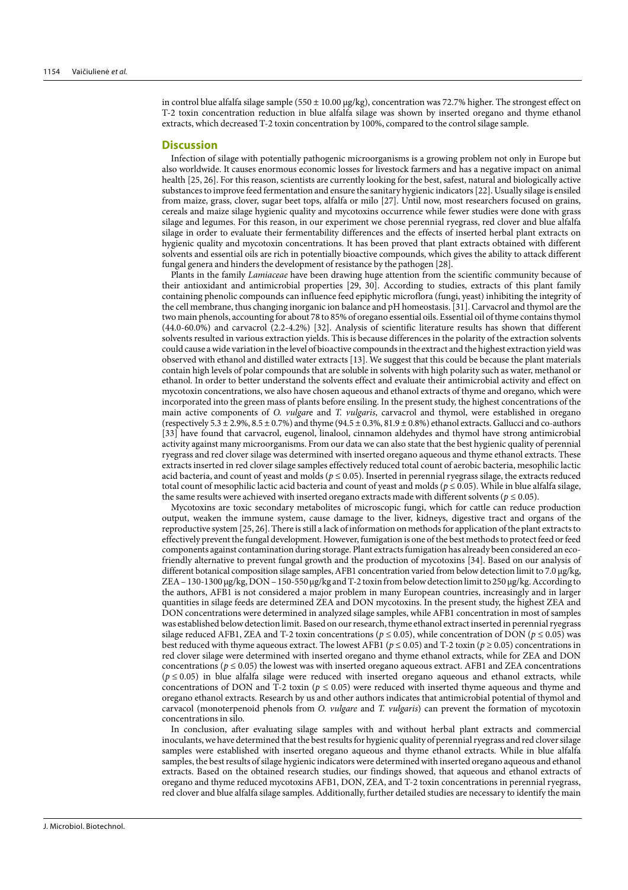in control blue alfalfa silage sample (550 ± 10.00 μg/kg), concentration was 72.7% higher. The strongest effect on T-2 toxin concentration reduction in blue alfalfa silage was shown by inserted oregano and thyme ethanol extracts, which decreased T-2 toxin concentration by 100%, compared to the control silage sample.

## Discussion

Infection of silage with potentially pathogenic microorganisms is a growing problem not only in Europe but also worldwide. It causes enormous economic losses for livestock farmers and has a negative impact on animal health [25, 26]. For this reason, scientists are currently looking for the best, safest, natural and biologically active substances to improve feed fermentation and ensure the sanitary hygienic indicators [22]. Usually silage is ensiled from maize, grass, clover, sugar beet tops, alfalfa or milo [27]. Until now, most researchers focused on grains, cereals and maize silage hygienic quality and mycotoxins occurrence while fewer studies were done with grass silage and legumes. For this reason, in our experiment we chose perennial ryegrass, red clover and blue alfalfa silage in order to evaluate their fermentability differences and the effects of inserted herbal plant extracts on hygienic quality and mycotoxin concentrations. It has been proved that plant extracts obtained with different solvents and essential oils are rich in potentially bioactive compounds, which gives the ability to attack different fungal genera and hinders the development of resistance by the pathogen [28].

Plants in the family *Lamiaceae* have been drawing huge attention from the scientific community because of their antioxidant and antimicrobial properties [29, 30]. According to studies, extracts of this plant family containing phenolic compounds can influence feed epiphytic microflora (fungi, yeast) inhibiting the integrity of the cell membrane, thus changing inorganic ion balance and pH homeostasis. [31]. Carvacrol and thymol are the two main phenols, accounting for about 78 to 85% of oregano essential oils. Essential oil of thyme contains thymol (44.0-60.0%) and carvacrol (2.2-4.2%) [32]. Analysis of scientific literature results has shown that different solvents resulted in various extraction yields. This is because differences in the polarity of the extraction solvents could cause a wide variation in the level of bioactive compounds in the extract and the highest extraction yield was observed with ethanol and distilled water extracts [13]. We suggest that this could be because the plant materials contain high levels of polar compounds that are soluble in solvents with high polarity such as water, methanol or ethanol. In order to better understand the solvents effect and evaluate their antimicrobial activity and effect on mycotoxin concentrations, we also have chosen aqueous and ethanol extracts of thyme and oregano, which were incorporated into the green mass of plants before ensiling. In the present study, the highest concentrations of the main active components of *O. vulgare* and *T. vulgaris*, carvacrol and thymol, were established in oregano (respectively 5.3 ± 2.9%, 8.5 ± 0.7%) and thyme (94.5 ± 0.3%, 81.9 ± 0.8%) ethanol extracts. Gallucci and co-authors [33] have found that carvacrol, eugenol, linalool, cinnamon aldehydes and thymol have strong antimicrobial activity against many microorganisms. From our data we can also state that the best hygienic quality of perennial ryegrass and red clover silage was determined with inserted oregano aqueous and thyme ethanol extracts. These extracts inserted in red clover silage samples effectively reduced total count of aerobic bacteria, mesophilic lactic acid bacteria, and count of yeast and molds ($p \leq 0.05$). Inserted in perennial ryegrass silage, the extracts reduced total count of mesophilic lactic acid bacteria and count of yeast and molds ($p \leq 0.05$). While in blue alfalfa silage, the same results were achieved with inserted oregano extracts made with different solvents ($p \leq 0.05$).

Mycotoxins are toxic secondary metabolites of microscopic fungi, which for cattle can reduce production output, weaken the immune system, cause damage to the liver, kidneys, digestive tract and organs of the reproductive system [25, 26]. There is still a lack of information on methods for application of the plant extracts to effectively prevent the fungal development. However, fumigation is one of the best methods to protect feed or feed components against contamination during storage. Plant extracts fumigation has already been considered an eco-friendly alternative to prevent fungal growth and the production of mycotoxins [34]. Based on our analysis of different botanical composition silage samples, AFB1 concentration varied from below detection limit to 7.0 μg/kg, ZEA – 130-1300 μg/kg, DON – 150-550 μg/kg and T-2 toxin from below detection limit to 250 μg/kg. According to the authors, AFB1 is not considered a major problem in many European countries, increasingly and in larger quantities in silage feeds are determined ZEA and DON mycotoxins. In the present study, the highest ZEA and DON concentrations were determined in analyzed silage samples, while AFB1 concentration in most of samples was established below detection limit. Based on our research, thyme ethanol extract inserted in perennial ryegrass silage reduced AFB1, ZEA and T-2 toxin concentrations ($p \leq 0.05$), while concentration of DON ($p \leq 0.05$) was best reduced with thyme aqueous extract. The lowest AFB1 ($p \leq 0.05$) and T-2 toxin ($p \geq 0.05$) concentrations in red clover silage were determined with inserted oregano and thyme ethanol extracts, while for ZEA and DON concentrations ($p \leq 0.05$) the lowest was with inserted oregano aqueous extract. AFB1 and ZEA concentrations ($p \leq 0.05$) in blue alfalfa silage were reduced with inserted oregano aqueous and ethanol extracts, while concentrations of DON and T-2 toxin ($p \leq 0.05$) were reduced with inserted thyme aqueous and thyme and oregano ethanol extracts. Research by us and other authors indicates that antimicrobial potential of thymol and carvacol (monoterpenoid phenols from *O. vulgare* and *T. vulgaris*) can prevent the formation of mycotoxin concentrations in silo.

In conclusion, after evaluating silage samples with and without herbal plant extracts and commercial inoculants, we have determined that the best results for hygienic quality of perennial ryegrass and red clover silage samples were established with inserted oregano aqueous and thyme ethanol extracts. While in blue alfalfa samples, the best results of silage hygienic indicators were determined with inserted oregano aqueous and ethanol extracts. Based on the obtained research studies, our findings showed, that aqueous and ethanol extracts of oregano and thyme reduced mycotoxins AFB1, DON, ZEA, and T-2 toxin concentrations in perennial ryegrass, red clover and blue alfalfa silage samples. Additionally, further detailed studies are necessary to identify the main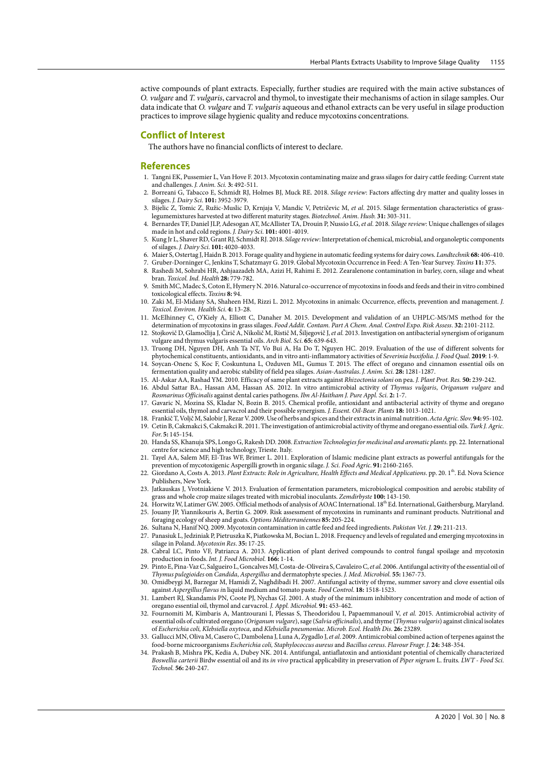active compounds of plant extracts. Especially, further studies are required with the main active substances of *O. vulgare* and *T. vulgaris*, carvacrol and thymol, to investigate their mechanisms of action in silage samples. Our data indicate that *O. vulgare* and *T. vulgaris* aqueous and ethanol extracts can be very useful in silage production practices to improve silage hygienic quality and reduce mycotoxins concentrations.

## Conflict of Interest

The authors have no financial conflicts of interest to declare.

## References

1. Tangni EK, Pussemier L, Van Hove F. 2013. Mycotoxin contaminating maize and grass silages for dairy cattle feeding: Current state and challenges. *J. Anim. Sci.* **3:** 492-511.
2. Borreani G, Tabacco E, Schmidt RJ, Holmes BJ, Muck RE. 2018. *Silage review*: Factors affecting dry matter and quality losses in silages. *J. Dairy Sci.* **101:** 3952-3979.
3. Bijelic Z, Tomic Z, Ružic-Muslic D, Krnjaja V, Mandic V, Petričevic M, *et al.* 2015. Silage fermentation characteristics of grass-legumemixtures harvested at two different maturity stages. *Biotechnol. Anim. Husb.* **31:** 303-311.
4. Bernardes TF, Daniel JLP, Adesogan AT, McAllister TA, Drouin P, Nussio LG, *et al.* 2018. *Silage review*: Unique challenges of silages made in hot and cold regions. *J. Dairy Sci.* **101:** 4001-4019.
5. Kung Jr L, Shaver RD, Grant RJ, Schmidt RJ. 2018. *Silage review*: Interpretation of chemical, microbial, and organoleptic components of silages. *J. Dairy Sci.* **101:** 4020-4033.
6. Maier S, Ostertag J, Haidn B. 2013. Forage quality and hygiene in automatic feeding systems for dairy cows. *Landtechnik* **68:** 406-410.
7. Gruber-Dorninger C, Jenkins T, Schatzmayr G. 2019. Global Mycotoxin Occurrence in Feed: A Ten-Year Survey. *Toxins* **11:** 375.
8. Rashedi M, Sohrabi HR, Ashjaazadeh MA, Azizi H, Rahimi E. 2012. Zearalenone contamination in barley, corn, silage and wheat bran. *Toxicol. Ind. Health* **28:** 779-782.
9. Smith MC, Madec S, Coton E, Hymery N. 2016. Natural co-occurrence of mycotoxins in foods and feeds and their in vitro combined toxicological effects. *Toxins* **8:** 94.
10. Zaki M, El-Midany SA, Shaheen HM, Rizzi L. 2012. Mycotoxins in animals: Occurrence, effects, prevention and management. *J. Toxicol. Environ. Health Sci.* **4:** 13-28.
11. McElhinney C, O'Kiely A, Elliott C, Danaher M. 2015. Development and validation of an UHPLC-MS/MS method for the determination of mycotoxins in grass silages. *Food Addit. Contam. Part A Chem. Anal. Control Expo. Risk Assess.* **32:** 2101-2112.
12. Stojkovič D, Glamočlija J, Čirič A, Nikolič M, Ristič M, Šiljegovič J, *et al.* 2013. Investigation on antibacterial synergism of origanum vulgare and thymus vulgaris essential oils. *Arch Biol. Sci.* **65:** 639-643.
13. Truong DH, Nguyen DH, Anh Ta NT, Vo Bui A, Ha Do T, Nguyen HC. 2019. Evaluation of the use of different solvents for phytochemical constituents, antioxidants, and in vitro anti-inflammatory activities of *Severinia buxifolia*. *J. Food Qual.* **2019**: 1-9.
14. Soycan-Onenc S, Koc F, Coskuntuna L, Ozduven ML, Gumus T. 2015. The effect of oregano and cinnamon essential oils on fermentation quality and aerobic stability of field pea silages. *Asian-Australas. J. Anim. Sci.* **28:** 1281-1287.
15. Al-Askar AA, Rashad YM. 2010. Efficacy of same plant extracts against *Rhizoctonia solani* on pea. *J. Plant Prot. Res.* **50:** 239-242.
16. Abdul Sattar BA., Hassan AM, Hassan AS. 2012. In vitro antimicrobial activity of *Thymus vulgaris*, *Origanum vulgare* and *Rosmarinus Officinalis* against dental caries pathogens. *Ibn Al-Haitham J. Pure Appl. Sci.* **2:** 1-7.
17. Gavaric N, Mozina SS, Kladar N, Bozin B. 2015. Chemical profile, antioxidant and antibacterial activity of thyme and oregano essential oils, thymol and carvacrol and their possible synergism. *J. Essent. Oil-Bear. Plants* **18:** 1013-1021.
18. Frankič T, Voljč M, Salobir J, Rezar V. 2009. Use of herbs and spices and their extracts in animal nutrition. *Acta Agric. Slov.* **94:** 95-102.
19. Cetin B, Cakmakci S, Cakmakci R. 2011. The investigation of antimicrobial activity of thyme and oregano essential oils. *Turk J. Agric. For.* **5:** 145-154.
20. Handa SS, Khanuja SPS, Longo G, Rakesh DD. 2008. *Extraction Technologies for medicinal and aromatic plants*. pp. 22. International centre for science and high technology, Trieste. Italy.
21. Tayel AA, Salem MF, El-Tras WF, Brimer L. 2011. Exploration of Islamic medicine plant extracts as powerful antifungals for the prevention of mycotoxigenic Aspergilli growth in organic silage. *J. Sci. Food Agric.* **91:** 2160-2165.
22. Giordano A, Costs A. 2013. *Plant Extracts: Role in Agriculture, Health Effects and Medical Applications*. pp. 20. 1$^{th}$. Ed. Nova Science Publishers, New York.
23. Jatkauskas J, Vrotniakiene V. 2013. Evaluation of fermentation parameters, microbiological composition and aerobic stability of grass and whole crop maize silages treated with microbial inoculants. *Zemdirbyste* **100:** 143-150.
24. Horwitz W, Latimer GW. 2005. Official methods of analysis of AOAC International. 18$^{th}$ Ed. International, Gaithersburg, Maryland.
25. Jouany JP, Yiannikouris A, Bertin G. 2009. Risk assessment of mycotoxins in ruminants and ruminant products. Nutritional and foraging ecology of sheep and goats. *Options Méditerranéennes* **85:** 205-224.
26. Sultana N, Hanif NQ. 2009. Mycotoxin contamination in cattle feed and feed ingredients. *Pakistan Vet. J.* **29:** 211-213.
27. Panasiuk L, Jedziniak P, Pietruszka K, Piatkowska M, Bocian L. 2018. Frequency and levels of regulated and emerging mycotoxins in silage in Poland. *Mycotoxin Res.* **35:** 17-25.
28. Cabral LC, Pinto VF, Patriarca A. 2013. Application of plant derived compounds to control fungal spoilage and mycotoxin production in foods. *Int. J. Food Microbiol.* **166:** 1-14.
29. Pinto E, Pina-Vaz C, Salgueiro L, Goncalves MJ, Costa-de-Oliveira S, Cavaleiro C, *et al.* 2006. Antifungal activity of the essential oil of *Thymus pulegioides* on *Candida*, *Aspergillus* and dermatophyte species. *J. Med. Microbiol.* **55:** 1367-73.
30. Omidbeygi M, Barzegar M, Hamidi Z, Naghdibadi H. 2007. Antifungal activity of thyme, summer savory and clove essential oils against *Aspergillus flavus* in liquid medium and tomato paste. *Food Control*. **18:** 1518-1523.
31. Lambert RJ, Skandamis PN, Coote PJ, Nychas GJ. 2001. A study of the minimum inhibitory concentration and mode of action of oregano essential oil, thymol and carvacrol. *J. Appl. Microbiol.* **91:** 453-462.
32. Fournomiti M, Kimbaris A, Mantzourani I, Plessas S, Theodoridou I, Papaemmanouil V, *et al.* 2015. Antimicrobial activity of essential oils of cultivated oregano (*Origanum vulgare*), sage (*Salvia officinalis*), and thyme (*Thymus vulgaris*) against clinical isolates of *Escherichia coli, Klebsiella oxytoca*, and *Klebsiella pneumoniae*. *Microb. Ecol. Health Dis.* **26:** 23289.
33. Gallucci MN, Oliva M, Casero C, Dambolena J, Luna A, Zygadlo J, *et al.* 2009. Antimicrobial combined action of terpenes against the food-borne microorganisms *Escherichia coli, Staphylococcus aureus* and *Bacillus cereus*. *Flavour Fragr. J.* **24:** 348-354.
34. Prakash B, Mishra PK, Kedia A, Dubey NK. 2014. Antifungal, antiaflatoxin and antioxidant potential of chemically characterized *Boswellia carterii* Birdw essential oil and its *in vivo* practical applicability in preservation of *Piper nigrum* L. fruits. *LWT - Food Sci. Technol.* **56:** 240-247.